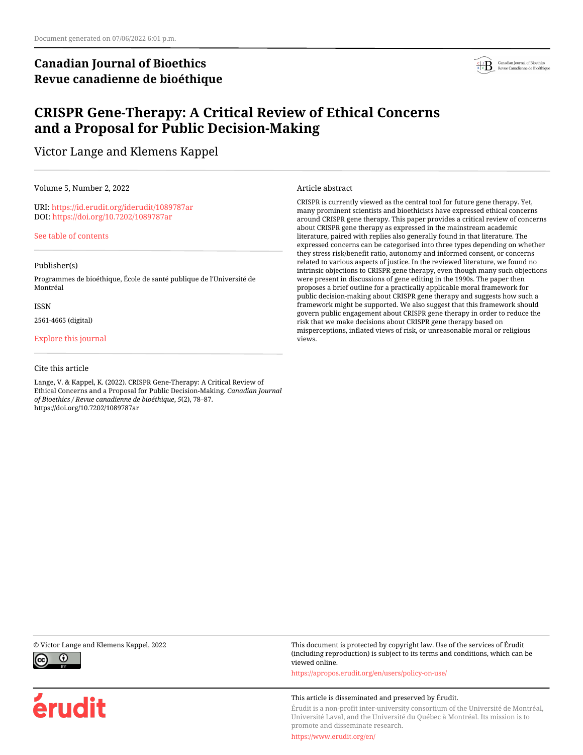Document generated on 07/06/2022 6:01 p.m.

**Canadian Journal of Bioethics**
**Revue canadienne de bioéthique**

# CRISPR Gene-Therapy: A Critical Review of Ethical Concerns and a Proposal for Public Decision-Making

Victor Lange and Klemens Kappel

Volume 5, Number 2, 2022

URI: https://id.erudit.org/iderudit/1089787ar
DOI: https://doi.org/10.7202/1089787ar

See table of contents

Publisher(s)

Programmes de bioéthique, École de santé publique de l'Université de Montréal

ISSN

2561-4665 (digital)

Explore this journal

Cite this article

Lange, V. & Kappel, K. (2022). CRISPR Gene-Therapy: A Critical Review of Ethical Concerns and a Proposal for Public Decision-Making. *Canadian Journal of Bioethics / Revue canadienne de bioéthique*, *5*(2), 78–87. https://doi.org/10.7202/1089787ar

Article abstract

CRISPR is currently viewed as the central tool for future gene therapy. Yet, many prominent scientists and bioethicists have expressed ethical concerns around CRISPR gene therapy. This paper provides a critical review of concerns about CRISPR gene therapy as expressed in the mainstream academic literature, paired with replies also generally found in that literature. The expressed concerns can be categorised into three types depending on whether they stress risk/benefit ratio, autonomy and informed consent, or concerns related to various aspects of justice. In the reviewed literature, we found no intrinsic objections to CRISPR gene therapy, even though many such objections were present in discussions of gene editing in the 1990s. The paper then proposes a brief outline for a practically applicable moral framework for public decision-making about CRISPR gene therapy and suggests how such a framework might be supported. We also suggest that this framework should govern public engagement about CRISPR gene therapy in order to reduce the risk that we make decisions about CRISPR gene therapy based on misperceptions, inflated views of risk, or unreasonable moral or religious views.

© Victor Lange and Klemens Kappel, 2022

This document is protected by copyright law. Use of the services of Érudit (including reproduction) is subject to its terms and conditions, which can be viewed online.

https://apropos.erudit.org/en/users/policy-on-use/

This article is disseminated and preserved by Érudit.

Érudit is a non-profit inter-university consortium of the Université de Montréal, Université Laval, and the Université du Québec à Montréal. Its mission is to promote and disseminate research.

https://www.erudit.org/en/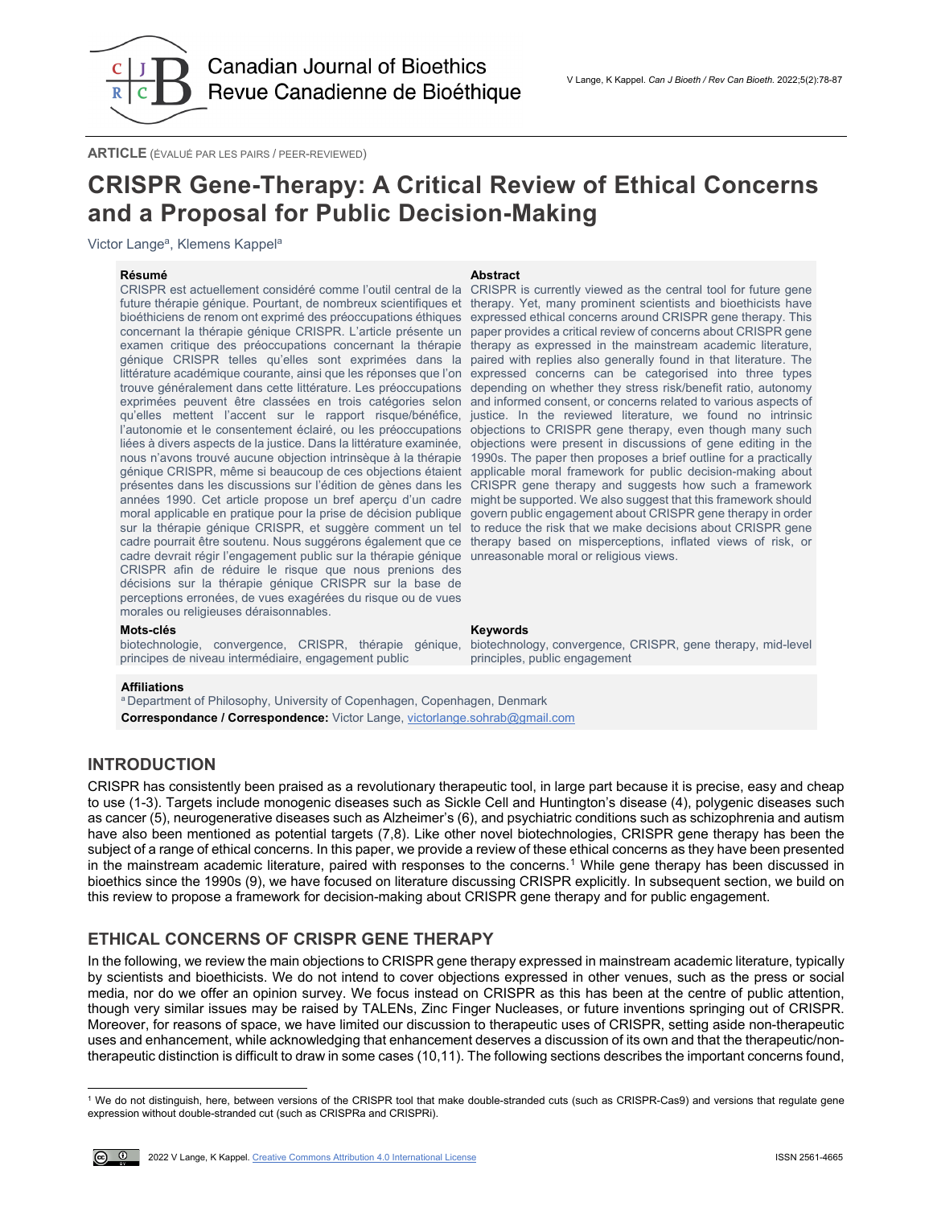ARTICLE (ÉVALUÉ PAR LES PAIRS / PEER-REVIEWED)

# CRISPR Gene-Therapy: A Critical Review of Ethical Concerns and a Proposal for Public Decision-Making

Victor Lange[a], Klemens Kappel[a]

**Résumé**

CRISPR est actuellement considéré comme l'outil central de la future thérapie génique. Pourtant, de nombreux scientifiques et bioéthiciens de renom ont exprimé des préoccupations éthiques concernant la thérapie génique CRISPR. L'article présente un examen critique des préoccupations concernant la thérapie génique CRISPR telles qu'elles sont exprimées dans la littérature académique courante, ainsi que les réponses que l'on trouve généralement dans cette littérature. Les préoccupations exprimées peuvent être classées en trois catégories selon qu'elles mettent l'accent sur le rapport risque/bénéfice, l'autonomie et le consentement éclairé, ou les préoccupations liées à divers aspects de la justice. Dans la littérature examinée, nous n'avons trouvé aucune objection intrinsèque à la thérapie génique CRISPR, même si beaucoup de ces objections étaient présentes dans les discussions sur l'édition de gènes dans les années 1990. Cet article propose un bref aperçu d'un cadre moral applicable en pratique pour la prise de décision publique sur la thérapie génique CRISPR, et suggère comment un tel cadre pourrait être soutenu. Nous suggérons également que ce cadre devrait régir l'engagement public sur la thérapie génique CRISPR afin de réduire le risque que nous prenions des décisions sur la thérapie génique CRISPR sur la base de perceptions erronées, de vues exagérées du risque ou de vues morales ou religieuses déraisonnables.

**Abstract**

CRISPR is currently viewed as the central tool for future gene therapy. Yet, many prominent scientists and bioethicists have expressed ethical concerns around CRISPR gene therapy. This paper provides a critical review of concerns about CRISPR gene therapy as expressed in the mainstream academic literature, paired with replies also generally found in that literature. The expressed concerns can be categorised into three types depending on whether they stress risk/benefit ratio, autonomy and informed consent, or concerns related to various aspects of justice. In the reviewed literature, we found no intrinsic objections to CRISPR gene therapy, even though many such objections were present in discussions of gene editing in the 1990s. The paper then proposes a brief outline for a practically applicable moral framework for public decision-making about CRISPR gene therapy and suggests how such a framework might be supported. We also suggest that this framework should govern public engagement about CRISPR gene therapy in order to reduce the risk that we make decisions about CRISPR gene therapy based on misperceptions, inflated views of risk, or unreasonable moral or religious views.

**Mots-clés**

biotechnologie, convergence, CRISPR, thérapie génique, principes de niveau intermédiaire, engagement public

**Keywords**

biotechnology, convergence, CRISPR, gene therapy, mid-level principles, public engagement

**Affiliations**

[a] Department of Philosophy, University of Copenhagen, Copenhagen, Denmark

**Correspondance / Correspondence:** Victor Lange, victorlange.sohrab@gmail.com

## INTRODUCTION

CRISPR has consistently been praised as a revolutionary therapeutic tool, in large part because it is precise, easy and cheap to use (1-3). Targets include monogenic diseases such as Sickle Cell and Huntington's disease (4), polygenic diseases such as cancer (5), neurogenerative diseases such as Alzheimer's (6), and psychiatric conditions such as schizophrenia and autism have also been mentioned as potential targets (7,8). Like other novel biotechnologies, CRISPR gene therapy has been the subject of a range of ethical concerns. In this paper, we provide a review of these ethical concerns as they have been presented in the mainstream academic literature, paired with responses to the concerns.[1] While gene therapy has been discussed in bioethics since the 1990s (9), we have focused on literature discussing CRISPR explicitly. In subsequent section, we build on this review to propose a framework for decision-making about CRISPR gene therapy and for public engagement.

## ETHICAL CONCERNS OF CRISPR GENE THERAPY

In the following, we review the main objections to CRISPR gene therapy expressed in mainstream academic literature, typically by scientists and bioethicists. We do not intend to cover objections expressed in other venues, such as the press or social media, nor do we offer an opinion survey. We focus instead on CRISPR as this has been at the centre of public attention, though very similar issues may be raised by TALENs, Zinc Finger Nucleases, or future inventions springing out of CRISPR. Moreover, for reasons of space, we have limited our discussion to therapeutic uses of CRISPR, setting aside non-therapeutic uses and enhancement, while acknowledging that enhancement deserves a discussion of its own and that the therapeutic/non-therapeutic distinction is difficult to draw in some cases (10,11). The following sections describes the important concerns found,

[1] We do not distinguish, here, between versions of the CRISPR tool that make double-stranded cuts (such as CRISPR-Cas9) and versions that regulate gene expression without double-stranded cut (such as CRISPRa and CRISPRi).

2022 V Lange, K Kappel. Creative Commons Attribution 4.0 International License

ISSN 2561-4665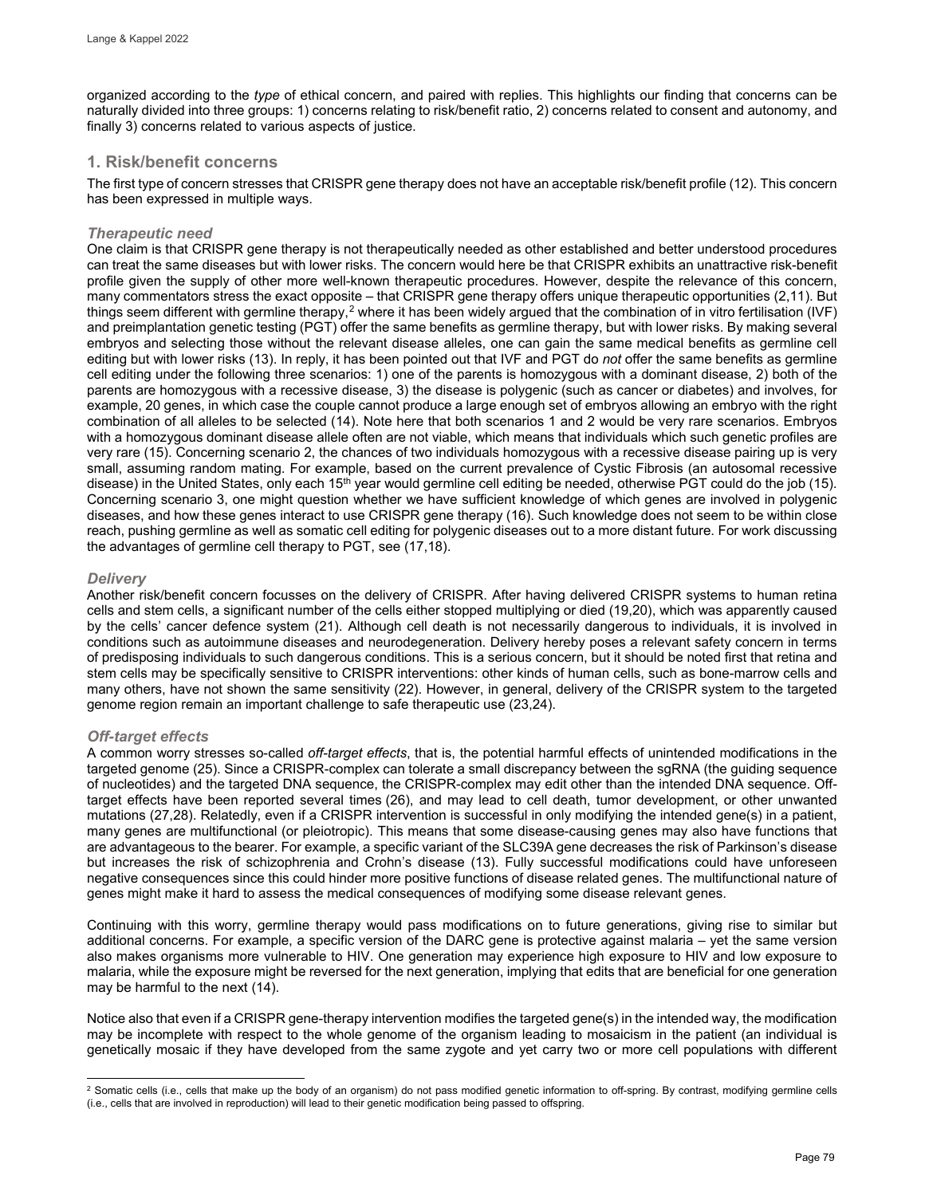organized according to the *type* of ethical concern, and paired with replies. This highlights our finding that concerns can be naturally divided into three groups: 1) concerns relating to risk/benefit ratio, 2) concerns related to consent and autonomy, and finally 3) concerns related to various aspects of justice.

## 1. Risk/benefit concerns

The first type of concern stresses that CRISPR gene therapy does not have an acceptable risk/benefit profile (12). This concern has been expressed in multiple ways.

### *Therapeutic need*

One claim is that CRISPR gene therapy is not therapeutically needed as other established and better understood procedures can treat the same diseases but with lower risks. The concern would here be that CRISPR exhibits an unattractive risk-benefit profile given the supply of other more well-known therapeutic procedures. However, despite the relevance of this concern, many commentators stress the exact opposite – that CRISPR gene therapy offers unique therapeutic opportunities (2,11). But things seem different with germline therapy,[2] where it has been widely argued that the combination of in vitro fertilisation (IVF) and preimplantation genetic testing (PGT) offer the same benefits as germline therapy, but with lower risks. By making several embryos and selecting those without the relevant disease alleles, one can gain the same medical benefits as germline cell editing but with lower risks (13). In reply, it has been pointed out that IVF and PGT do *not* offer the same benefits as germline cell editing under the following three scenarios: 1) one of the parents is homozygous with a dominant disease, 2) both of the parents are homozygous with a recessive disease, 3) the disease is polygenic (such as cancer or diabetes) and involves, for example, 20 genes, in which case the couple cannot produce a large enough set of embryos allowing an embryo with the right combination of all alleles to be selected (14). Note here that both scenarios 1 and 2 would be very rare scenarios. Embryos with a homozygous dominant disease allele often are not viable, which means that individuals which such genetic profiles are very rare (15). Concerning scenario 2, the chances of two individuals homozygous with a recessive disease pairing up is very small, assuming random mating. For example, based on the current prevalence of Cystic Fibrosis (an autosomal recessive disease) in the United States, only each 15th year would germline cell editing be needed, otherwise PGT could do the job (15). Concerning scenario 3, one might question whether we have sufficient knowledge of which genes are involved in polygenic diseases, and how these genes interact to use CRISPR gene therapy (16). Such knowledge does not seem to be within close reach, pushing germline as well as somatic cell editing for polygenic diseases out to a more distant future. For work discussing the advantages of germline cell therapy to PGT, see (17,18).

### *Delivery*

Another risk/benefit concern focusses on the delivery of CRISPR. After having delivered CRISPR systems to human retina cells and stem cells, a significant number of the cells either stopped multiplying or died (19,20), which was apparently caused by the cells' cancer defence system (21). Although cell death is not necessarily dangerous to individuals, it is involved in conditions such as autoimmune diseases and neurodegeneration. Delivery hereby poses a relevant safety concern in terms of predisposing individuals to such dangerous conditions. This is a serious concern, but it should be noted first that retina and stem cells may be specifically sensitive to CRISPR interventions: other kinds of human cells, such as bone-marrow cells and many others, have not shown the same sensitivity (22). However, in general, delivery of the CRISPR system to the targeted genome region remain an important challenge to safe therapeutic use (23,24).

### *Off-target effects*

A common worry stresses so-called *off-target effects*, that is, the potential harmful effects of unintended modifications in the targeted genome (25). Since a CRISPR-complex can tolerate a small discrepancy between the sgRNA (the guiding sequence of nucleotides) and the targeted DNA sequence, the CRISPR-complex may edit other than the intended DNA sequence. Off-target effects have been reported several times (26), and may lead to cell death, tumor development, or other unwanted mutations (27,28). Relatedly, even if a CRISPR intervention is successful in only modifying the intended gene(s) in a patient, many genes are multifunctional (or pleiotropic). This means that some disease-causing genes may also have functions that are advantageous to the bearer. For example, a specific variant of the SLC39A gene decreases the risk of Parkinson's disease but increases the risk of schizophrenia and Crohn's disease (13). Fully successful modifications could have unforeseen negative consequences since this could hinder more positive functions of disease related genes. The multifunctional nature of genes might make it hard to assess the medical consequences of modifying some disease relevant genes.

Continuing with this worry, germline therapy would pass modifications on to future generations, giving rise to similar but additional concerns. For example, a specific version of the DARC gene is protective against malaria – yet the same version also makes organisms more vulnerable to HIV. One generation may experience high exposure to HIV and low exposure to malaria, while the exposure might be reversed for the next generation, implying that edits that are beneficial for one generation may be harmful to the next (14).

Notice also that even if a CRISPR gene-therapy intervention modifies the targeted gene(s) in the intended way, the modification may be incomplete with respect to the whole genome of the organism leading to mosaicism in the patient (an individual is genetically mosaic if they have developed from the same zygote and yet carry two or more cell populations with different

[2] Somatic cells (i.e., cells that make up the body of an organism) do not pass modified genetic information to off-spring. By contrast, modifying germline cells (i.e., cells that are involved in reproduction) will lead to their genetic modification being passed to offspring.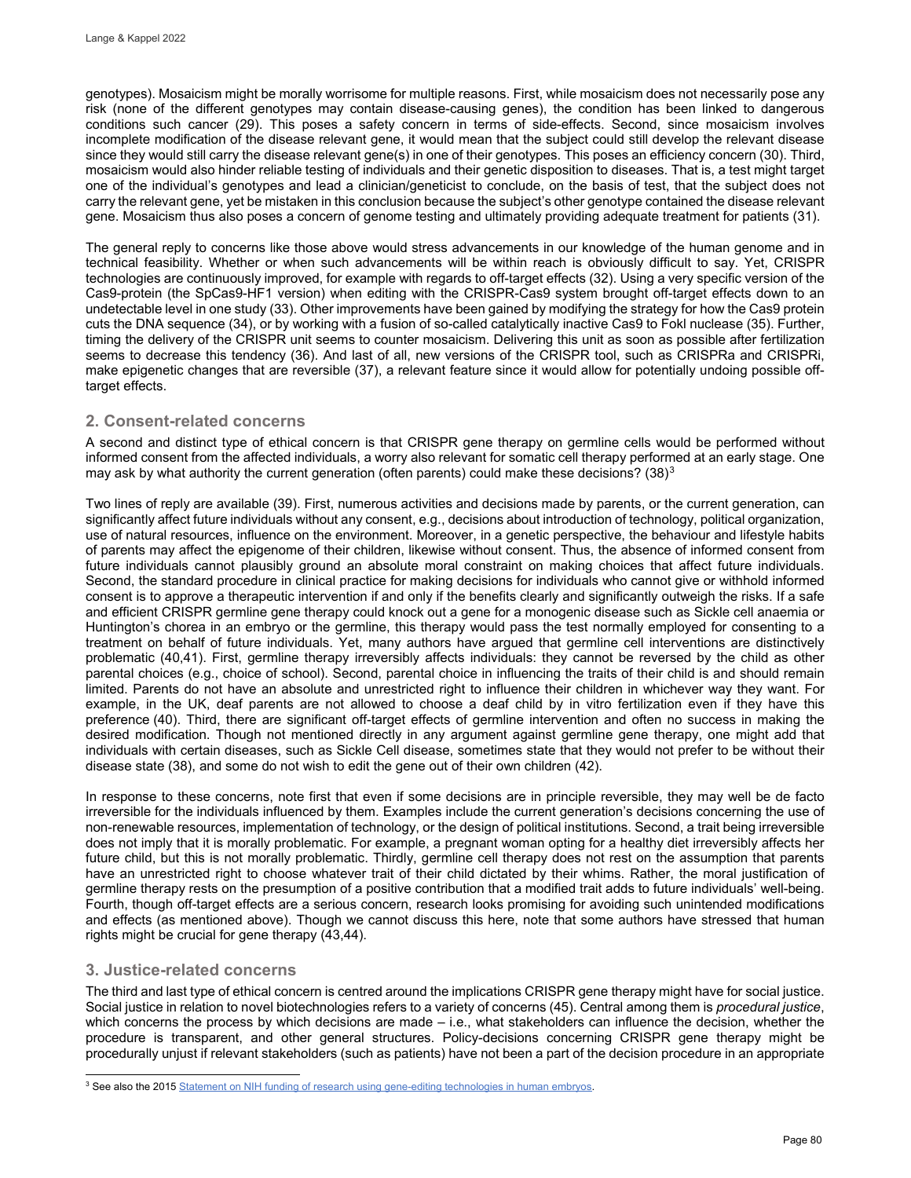genotypes). Mosaicism might be morally worrisome for multiple reasons. First, while mosaicism does not necessarily pose any risk (none of the different genotypes may contain disease-causing genes), the condition has been linked to dangerous conditions such cancer (29). This poses a safety concern in terms of side-effects. Second, since mosaicism involves incomplete modification of the disease relevant gene, it would mean that the subject could still develop the relevant disease since they would still carry the disease relevant gene(s) in one of their genotypes. This poses an efficiency concern (30). Third, mosaicism would also hinder reliable testing of individuals and their genetic disposition to diseases. That is, a test might target one of the individual's genotypes and lead a clinician/geneticist to conclude, on the basis of test, that the subject does not carry the relevant gene, yet be mistaken in this conclusion because the subject's other genotype contained the disease relevant gene. Mosaicism thus also poses a concern of genome testing and ultimately providing adequate treatment for patients (31).

The general reply to concerns like those above would stress advancements in our knowledge of the human genome and in technical feasibility. Whether or when such advancements will be within reach is obviously difficult to say. Yet, CRISPR technologies are continuously improved, for example with regards to off-target effects (32). Using a very specific version of the Cas9-protein (the SpCas9-HF1 version) when editing with the CRISPR-Cas9 system brought off-target effects down to an undetectable level in one study (33). Other improvements have been gained by modifying the strategy for how the Cas9 protein cuts the DNA sequence (34), or by working with a fusion of so-called catalytically inactive Cas9 to FokI nuclease (35). Further, timing the delivery of the CRISPR unit seems to counter mosaicism. Delivering this unit as soon as possible after fertilization seems to decrease this tendency (36). And last of all, new versions of the CRISPR tool, such as CRISPRa and CRISPRi, make epigenetic changes that are reversible (37), a relevant feature since it would allow for potentially undoing possible off-target effects.

## 2. Consent-related concerns

A second and distinct type of ethical concern is that CRISPR gene therapy on germline cells would be performed without informed consent from the affected individuals, a worry also relevant for somatic cell therapy performed at an early stage. One may ask by what authority the current generation (often parents) could make these decisions? (38)[3]

Two lines of reply are available (39). First, numerous activities and decisions made by parents, or the current generation, can significantly affect future individuals without any consent, e.g., decisions about introduction of technology, political organization, use of natural resources, influence on the environment. Moreover, in a genetic perspective, the behaviour and lifestyle habits of parents may affect the epigenome of their children, likewise without consent. Thus, the absence of informed consent from future individuals cannot plausibly ground an absolute moral constraint on making choices that affect future individuals. Second, the standard procedure in clinical practice for making decisions for individuals who cannot give or withhold informed consent is to approve a therapeutic intervention if and only if the benefits clearly and significantly outweigh the risks. If a safe and efficient CRISPR germline gene therapy could knock out a gene for a monogenic disease such as Sickle cell anaemia or Huntington's chorea in an embryo or the germline, this therapy would pass the test normally employed for consenting to a treatment on behalf of future individuals. Yet, many authors have argued that germline cell interventions are distinctively problematic (40,41). First, germline therapy irreversibly affects individuals: they cannot be reversed by the child as other parental choices (e.g., choice of school). Second, parental choice in influencing the traits of their child is and should remain limited. Parents do not have an absolute and unrestricted right to influence their children in whichever way they want. For example, in the UK, deaf parents are not allowed to choose a deaf child by in vitro fertilization even if they have this preference (40). Third, there are significant off-target effects of germline intervention and often no success in making the desired modification. Though not mentioned directly in any argument against germline gene therapy, one might add that individuals with certain diseases, such as Sickle Cell disease, sometimes state that they would not prefer to be without their disease state (38), and some do not wish to edit the gene out of their own children (42).

In response to these concerns, note first that even if some decisions are in principle reversible, they may well be de facto irreversible for the individuals influenced by them. Examples include the current generation's decisions concerning the use of non-renewable resources, implementation of technology, or the design of political institutions. Second, a trait being irreversible does not imply that it is morally problematic. For example, a pregnant woman opting for a healthy diet irreversibly affects her future child, but this is not morally problematic. Thirdly, germline cell therapy does not rest on the assumption that parents have an unrestricted right to choose whatever trait of their child dictated by their whims. Rather, the moral justification of germline therapy rests on the presumption of a positive contribution that a modified trait adds to future individuals' well-being. Fourth, though off-target effects are a serious concern, research looks promising for avoiding such unintended modifications and effects (as mentioned above). Though we cannot discuss this here, note that some authors have stressed that human rights might be crucial for gene therapy (43,44).

## 3. Justice-related concerns

The third and last type of ethical concern is centred around the implications CRISPR gene therapy might have for social justice. Social justice in relation to novel biotechnologies refers to a variety of concerns (45). Central among them is *procedural justice*, which concerns the process by which decisions are made – i.e., what stakeholders can influence the decision, whether the procedure is transparent, and other general structures. Policy-decisions concerning CRISPR gene therapy might be procedurally unjust if relevant stakeholders (such as patients) have not been a part of the decision procedure in an appropriate

[3] See also the 2015 Statement on NIH funding of research using gene-editing technologies in human embryos.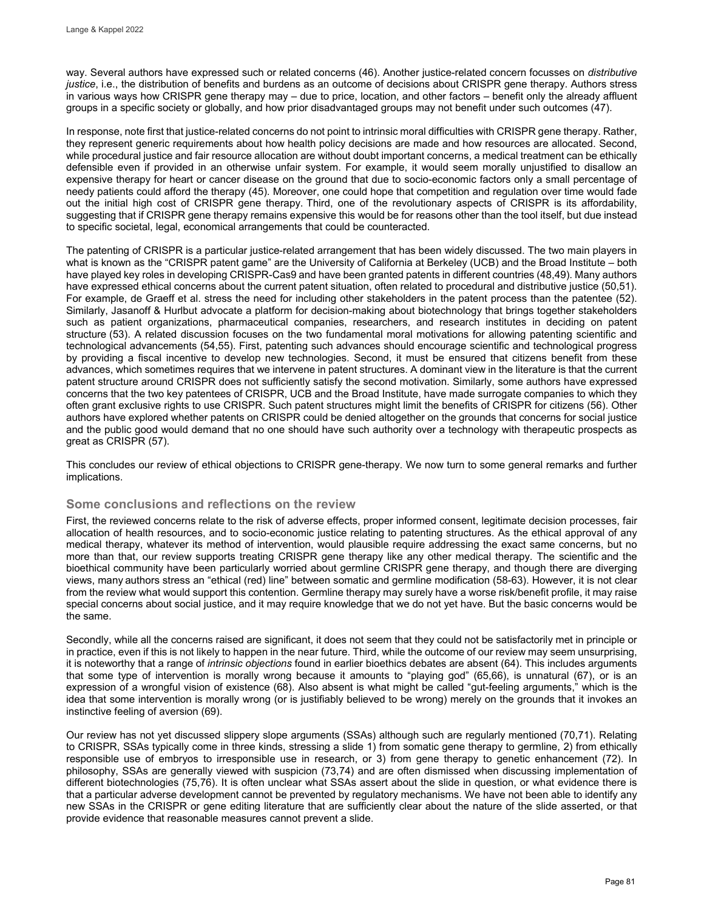way. Several authors have expressed such or related concerns (46). Another justice-related concern focusses on *distributive justice*, i.e., the distribution of benefits and burdens as an outcome of decisions about CRISPR gene therapy. Authors stress in various ways how CRISPR gene therapy may – due to price, location, and other factors – benefit only the already affluent groups in a specific society or globally, and how prior disadvantaged groups may not benefit under such outcomes (47).

In response, note first that justice-related concerns do not point to intrinsic moral difficulties with CRISPR gene therapy. Rather, they represent generic requirements about how health policy decisions are made and how resources are allocated. Second, while procedural justice and fair resource allocation are without doubt important concerns, a medical treatment can be ethically defensible even if provided in an otherwise unfair system. For example, it would seem morally unjustified to disallow an expensive therapy for heart or cancer disease on the ground that due to socio-economic factors only a small percentage of needy patients could afford the therapy (45). Moreover, one could hope that competition and regulation over time would fade out the initial high cost of CRISPR gene therapy. Third, one of the revolutionary aspects of CRISPR is its affordability, suggesting that if CRISPR gene therapy remains expensive this would be for reasons other than the tool itself, but due instead to specific societal, legal, economical arrangements that could be counteracted.

The patenting of CRISPR is a particular justice-related arrangement that has been widely discussed. The two main players in what is known as the "CRISPR patent game" are the University of California at Berkeley (UCB) and the Broad Institute – both have played key roles in developing CRISPR-Cas9 and have been granted patents in different countries (48,49). Many authors have expressed ethical concerns about the current patent situation, often related to procedural and distributive justice (50,51). For example, de Graeff et al. stress the need for including other stakeholders in the patent process than the patentee (52). Similarly, Jasanoff & Hurlbut advocate a platform for decision-making about biotechnology that brings together stakeholders such as patient organizations, pharmaceutical companies, researchers, and research institutes in deciding on patent structure (53). A related discussion focuses on the two fundamental moral motivations for allowing patenting scientific and technological advancements (54,55). First, patenting such advances should encourage scientific and technological progress by providing a fiscal incentive to develop new technologies. Second, it must be ensured that citizens benefit from these advances, which sometimes requires that we intervene in patent structures. A dominant view in the literature is that the current patent structure around CRISPR does not sufficiently satisfy the second motivation. Similarly, some authors have expressed concerns that the two key patentees of CRISPR, UCB and the Broad Institute, have made surrogate companies to which they often grant exclusive rights to use CRISPR. Such patent structures might limit the benefits of CRISPR for citizens (56). Other authors have explored whether patents on CRISPR could be denied altogether on the grounds that concerns for social justice and the public good would demand that no one should have such authority over a technology with therapeutic prospects as great as CRISPR (57).

This concludes our review of ethical objections to CRISPR gene-therapy. We now turn to some general remarks and further implications.

## Some conclusions and reflections on the review

First, the reviewed concerns relate to the risk of adverse effects, proper informed consent, legitimate decision processes, fair allocation of health resources, and to socio-economic justice relating to patenting structures. As the ethical approval of any medical therapy, whatever its method of intervention, would plausible require addressing the exact same concerns, but no more than that, our review supports treating CRISPR gene therapy like any other medical therapy. The scientific and the bioethical community have been particularly worried about germline CRISPR gene therapy, and though there are diverging views, many authors stress an "ethical (red) line" between somatic and germline modification (58-63). However, it is not clear from the review what would support this contention. Germline therapy may surely have a worse risk/benefit profile, it may raise special concerns about social justice, and it may require knowledge that we do not yet have. But the basic concerns would be the same.

Secondly, while all the concerns raised are significant, it does not seem that they could not be satisfactorily met in principle or in practice, even if this is not likely to happen in the near future. Third, while the outcome of our review may seem unsurprising, it is noteworthy that a range of *intrinsic objections* found in earlier bioethics debates are absent (64). This includes arguments that some type of intervention is morally wrong because it amounts to "playing god" (65,66), is unnatural (67), or is an expression of a wrongful vision of existence (68). Also absent is what might be called "gut-feeling arguments," which is the idea that some intervention is morally wrong (or is justifiably believed to be wrong) merely on the grounds that it invokes an instinctive feeling of aversion (69).

Our review has not yet discussed slippery slope arguments (SSAs) although such are regularly mentioned (70,71). Relating to CRISPR, SSAs typically come in three kinds, stressing a slide 1) from somatic gene therapy to germline, 2) from ethically responsible use of embryos to irresponsible use in research, or 3) from gene therapy to genetic enhancement (72). In philosophy, SSAs are generally viewed with suspicion (73,74) and are often dismissed when discussing implementation of different biotechnologies (75,76). It is often unclear what SSAs assert about the slide in question, or what evidence there is that a particular adverse development cannot be prevented by regulatory mechanisms. We have not been able to identify any new SSAs in the CRISPR or gene editing literature that are sufficiently clear about the nature of the slide asserted, or that provide evidence that reasonable measures cannot prevent a slide.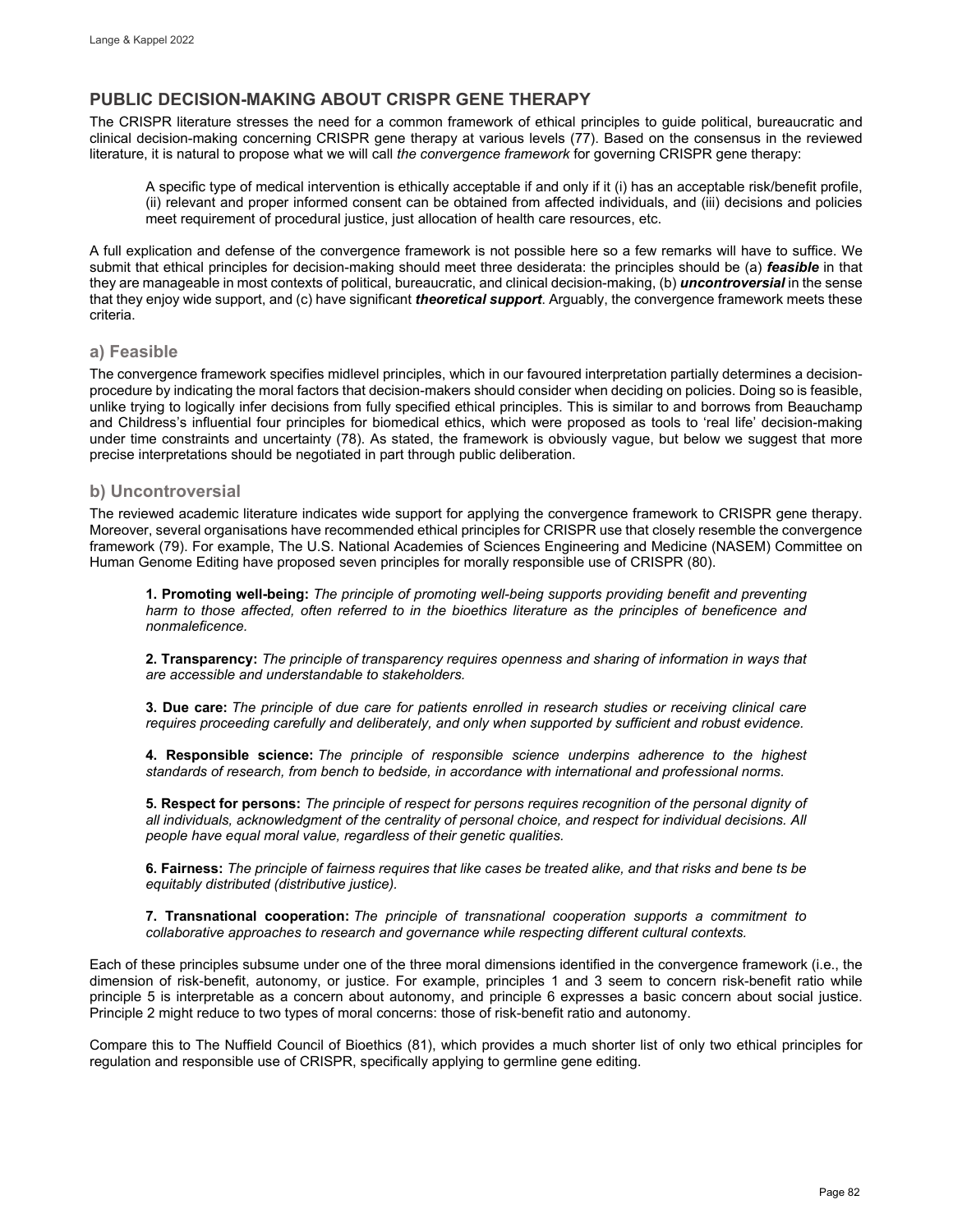## PUBLIC DECISION-MAKING ABOUT CRISPR GENE THERAPY

The CRISPR literature stresses the need for a common framework of ethical principles to guide political, bureaucratic and clinical decision-making concerning CRISPR gene therapy at various levels (77). Based on the consensus in the reviewed literature, it is natural to propose what we will call *the convergence framework* for governing CRISPR gene therapy:

> A specific type of medical intervention is ethically acceptable if and only if it (i) has an acceptable risk/benefit profile, (ii) relevant and proper informed consent can be obtained from affected individuals, and (iii) decisions and policies meet requirement of procedural justice, just allocation of health care resources, etc.

A full explication and defense of the convergence framework is not possible here so a few remarks will have to suffice. We submit that ethical principles for decision-making should meet three desiderata: the principles should be (a) ***feasible*** in that they are manageable in most contexts of political, bureaucratic, and clinical decision-making, (b) ***uncontroversial*** in the sense that they enjoy wide support, and (c) have significant ***theoretical support***. Arguably, the convergence framework meets these criteria.

### a) Feasible

The convergence framework specifies midlevel principles, which in our favoured interpretation partially determines a decision-procedure by indicating the moral factors that decision-makers should consider when deciding on policies. Doing so is feasible, unlike trying to logically infer decisions from fully specified ethical principles. This is similar to and borrows from Beauchamp and Childress's influential four principles for biomedical ethics, which were proposed as tools to 'real life' decision-making under time constraints and uncertainty (78). As stated, the framework is obviously vague, but below we suggest that more precise interpretations should be negotiated in part through public deliberation.

### b) Uncontroversial

The reviewed academic literature indicates wide support for applying the convergence framework to CRISPR gene therapy. Moreover, several organisations have recommended ethical principles for CRISPR use that closely resemble the convergence framework (79). For example, The U.S. National Academies of Sciences Engineering and Medicine (NASEM) Committee on Human Genome Editing have proposed seven principles for morally responsible use of CRISPR (80).

> **1. Promoting well-being:** *The principle of promoting well-being supports providing benefit and preventing harm to those affected, often referred to in the bioethics literature as the principles of beneficence and nonmaleficence.*
>
> **2. Transparency:** *The principle of transparency requires openness and sharing of information in ways that are accessible and understandable to stakeholders.*
>
> **3. Due care:** *The principle of due care for patients enrolled in research studies or receiving clinical care requires proceeding carefully and deliberately, and only when supported by sufficient and robust evidence.*
>
> **4. Responsible science:** *The principle of responsible science underpins adherence to the highest standards of research, from bench to bedside, in accordance with international and professional norms.*
>
> **5. Respect for persons:** *The principle of respect for persons requires recognition of the personal dignity of all individuals, acknowledgment of the centrality of personal choice, and respect for individual decisions. All people have equal moral value, regardless of their genetic qualities.*
>
> **6. Fairness:** *The principle of fairness requires that like cases be treated alike, and that risks and bene ts be equitably distributed (distributive justice).*
>
> **7. Transnational cooperation:** *The principle of transnational cooperation supports a commitment to collaborative approaches to research and governance while respecting different cultural contexts.*

Each of these principles subsume under one of the three moral dimensions identified in the convergence framework (i.e., the dimension of risk-benefit, autonomy, or justice. For example, principles 1 and 3 seem to concern risk-benefit ratio while principle 5 is interpretable as a concern about autonomy, and principle 6 expresses a basic concern about social justice. Principle 2 might reduce to two types of moral concerns: those of risk-benefit ratio and autonomy.

Compare this to The Nuffield Council of Bioethics (81), which provides a much shorter list of only two ethical principles for regulation and responsible use of CRISPR, specifically applying to germline gene editing.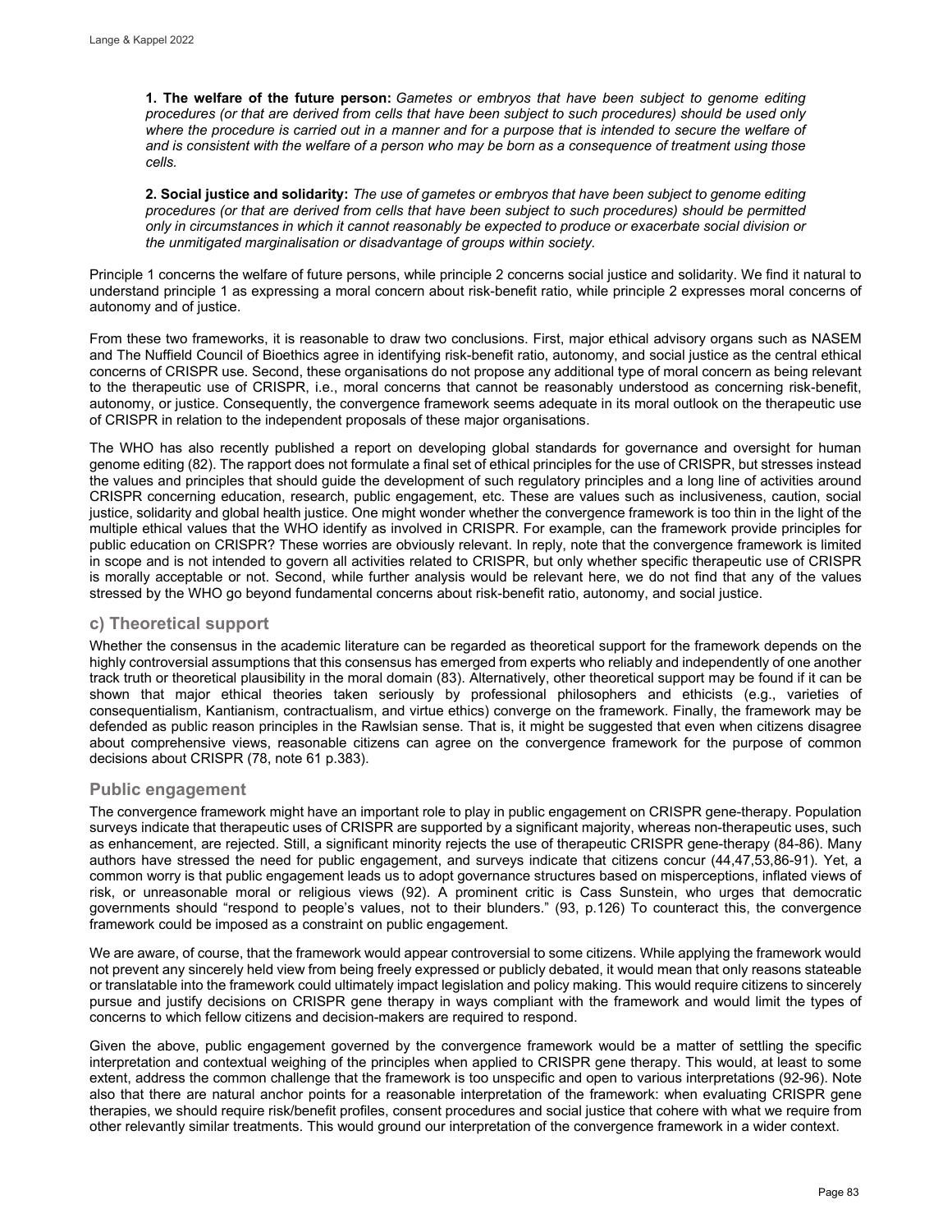> **1. The welfare of the future person:** *Gametes or embryos that have been subject to genome editing procedures (or that are derived from cells that have been subject to such procedures) should be used only where the procedure is carried out in a manner and for a purpose that is intended to secure the welfare of and is consistent with the welfare of a person who may be born as a consequence of treatment using those cells.*
>
> **2. Social justice and solidarity:** *The use of gametes or embryos that have been subject to genome editing procedures (or that are derived from cells that have been subject to such procedures) should be permitted only in circumstances in which it cannot reasonably be expected to produce or exacerbate social division or the unmitigated marginalisation or disadvantage of groups within society.*

Principle 1 concerns the welfare of future persons, while principle 2 concerns social justice and solidarity. We find it natural to understand principle 1 as expressing a moral concern about risk-benefit ratio, while principle 2 expresses moral concerns of autonomy and of justice.

From these two frameworks, it is reasonable to draw two conclusions. First, major ethical advisory organs such as NASEM and The Nuffield Council of Bioethics agree in identifying risk-benefit ratio, autonomy, and social justice as the central ethical concerns of CRISPR use. Second, these organisations do not propose any additional type of moral concern as being relevant to the therapeutic use of CRISPR, i.e., moral concerns that cannot be reasonably understood as concerning risk-benefit, autonomy, or justice. Consequently, the convergence framework seems adequate in its moral outlook on the therapeutic use of CRISPR in relation to the independent proposals of these major organisations.

The WHO has also recently published a report on developing global standards for governance and oversight for human genome editing (82). The rapport does not formulate a final set of ethical principles for the use of CRISPR, but stresses instead the values and principles that should guide the development of such regulatory principles and a long line of activities around CRISPR concerning education, research, public engagement, etc. These are values such as inclusiveness, caution, social justice, solidarity and global health justice. One might wonder whether the convergence framework is too thin in the light of the multiple ethical values that the WHO identify as involved in CRISPR. For example, can the framework provide principles for public education on CRISPR? These worries are obviously relevant. In reply, note that the convergence framework is limited in scope and is not intended to govern all activities related to CRISPR, but only whether specific therapeutic use of CRISPR is morally acceptable or not. Second, while further analysis would be relevant here, we do not find that any of the values stressed by the WHO go beyond fundamental concerns about risk-benefit ratio, autonomy, and social justice.

### c) Theoretical support

Whether the consensus in the academic literature can be regarded as theoretical support for the framework depends on the highly controversial assumptions that this consensus has emerged from experts who reliably and independently of one another track truth or theoretical plausibility in the moral domain (83). Alternatively, other theoretical support may be found if it can be shown that major ethical theories taken seriously by professional philosophers and ethicists (e.g., varieties of consequentialism, Kantianism, contractualism, and virtue ethics) converge on the framework. Finally, the framework may be defended as public reason principles in the Rawlsian sense. That is, it might be suggested that even when citizens disagree about comprehensive views, reasonable citizens can agree on the convergence framework for the purpose of common decisions about CRISPR (78, note 61 p.383).

### Public engagement

The convergence framework might have an important role to play in public engagement on CRISPR gene-therapy. Population surveys indicate that therapeutic uses of CRISPR are supported by a significant majority, whereas non-therapeutic uses, such as enhancement, are rejected. Still, a significant minority rejects the use of therapeutic CRISPR gene-therapy (84-86). Many authors have stressed the need for public engagement, and surveys indicate that citizens concur (44,47,53,86-91). Yet, a common worry is that public engagement leads us to adopt governance structures based on misperceptions, inflated views of risk, or unreasonable moral or religious views (92). A prominent critic is Cass Sunstein, who urges that democratic governments should "respond to people's values, not to their blunders." (93, p.126) To counteract this, the convergence framework could be imposed as a constraint on public engagement.

We are aware, of course, that the framework would appear controversial to some citizens. While applying the framework would not prevent any sincerely held view from being freely expressed or publicly debated, it would mean that only reasons stateable or translatable into the framework could ultimately impact legislation and policy making. This would require citizens to sincerely pursue and justify decisions on CRISPR gene therapy in ways compliant with the framework and would limit the types of concerns to which fellow citizens and decision-makers are required to respond.

Given the above, public engagement governed by the convergence framework would be a matter of settling the specific interpretation and contextual weighing of the principles when applied to CRISPR gene therapy. This would, at least to some extent, address the common challenge that the framework is too unspecific and open to various interpretations (92-96). Note also that there are natural anchor points for a reasonable interpretation of the framework: when evaluating CRISPR gene therapies, we should require risk/benefit profiles, consent procedures and social justice that cohere with what we require from other relevantly similar treatments. This would ground our interpretation of the convergence framework in a wider context.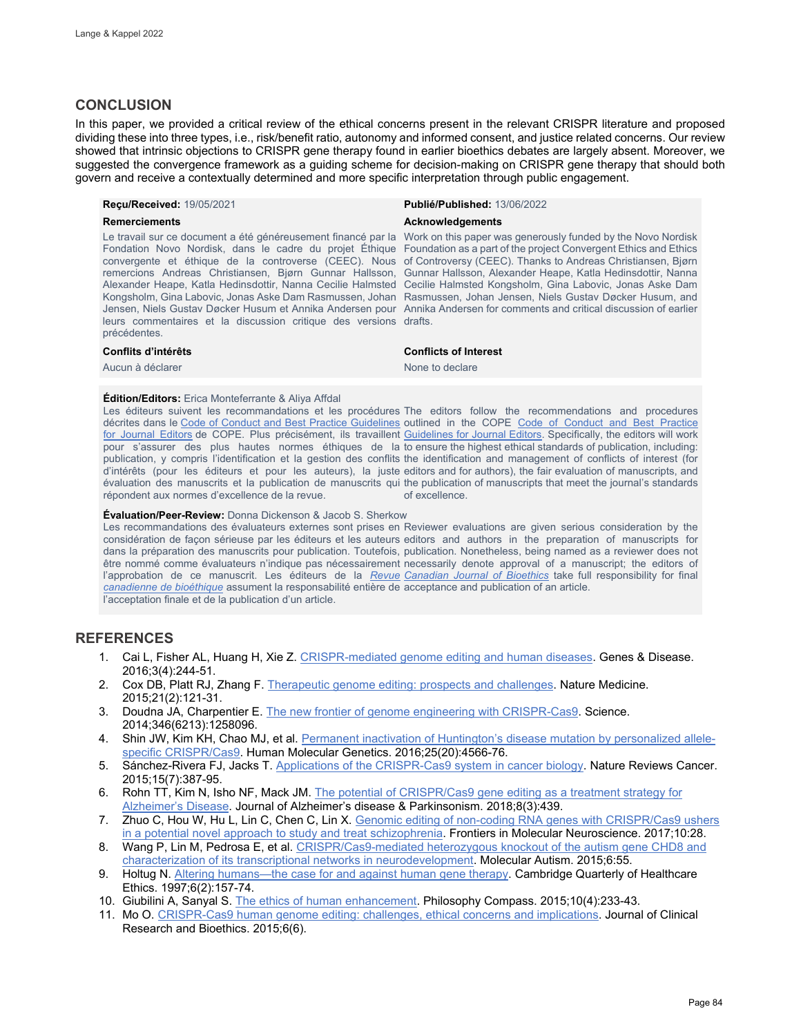## CONCLUSION

In this paper, we provided a critical review of the ethical concerns present in the relevant CRISPR literature and proposed dividing these into three types, i.e., risk/benefit ratio, autonomy and informed consent, and justice related concerns. Our review showed that intrinsic objections to CRISPR gene therapy found in earlier bioethics debates are largely absent. Moreover, we suggested the convergence framework as a guiding scheme for decision-making on CRISPR gene therapy that should both govern and receive a contextually determined and more specific interpretation through public engagement.

**Reçu/Received:** 19/05/2021

**Publié/Published:** 13/06/2022

**Remerciements**

Le travail sur ce document a été généreusement financé par la Fondation Novo Nordisk, dans le cadre du projet Éthique convergente et éthique de la controverse (CEEC). Nous remercions Andreas Christiansen, Bjørn Gunnar Hallsson, Alexander Heape, Katla Hedinsdottir, Nanna Cecilie Halmsted Kongsholm, Gina Labovic, Jonas Aske Dam Rasmussen, Johan Jensen, Niels Gustav Døcker Husum et Annika Andersen pour leurs commentaires et la discussion critique des versions précédentes.

**Acknowledgements**

Work on this paper was generously funded by the Novo Nordisk Foundation as a part of the project Convergent Ethics and Ethics of Controversy (CEEC). Thanks to Andreas Christiansen, Bjørn Gunnar Hallsson, Alexander Heape, Katla Hedinsdottir, Nanna Cecilie Halmsted Kongsholm, Gina Labovic, Jonas Aske Dam Rasmussen, Johan Jensen, Niels Gustav Døcker Husum, and Annika Andersen for comments and critical discussion of earlier drafts.

**Conflits d'intérêts**

Aucun à déclarer

**Conflicts of Interest**

None to declare

**Édition/Editors:** Erica Monteferrante & Aliya Affdal

Les éditeurs suivent les recommandations et les procédures décrites dans le Code of Conduct and Best Practice Guidelines for Journal Editors de COPE. Plus précisément, ils travaillent pour s'assurer des plus hautes normes éthiques de la publication, y compris l'identification et la gestion des conflits d'intérêts (pour les éditeurs et pour les auteurs), la juste évaluation des manuscrits et la publication de manuscrits qui répondent aux normes d'excellence de la revue.

The editors follow the recommendations and procedures outlined in the COPE Code of Conduct and Best Practice Guidelines for Journal Editors. Specifically, the editors will work to ensure the highest ethical standards of publication, including: the identification and management of conflicts of interest (for editors and for authors), the fair evaluation of manuscripts, and the publication of manuscripts that meet the journal's standards of excellence.

**Évaluation/Peer-Review:** Donna Dickenson & Jacob S. Sherkow

Les recommandations des évaluateurs externes sont prises en considération de façon sérieuse par les éditeurs et les auteurs dans la préparation des manuscrits pour publication. Toutefois, être nommé comme évaluateurs n'indique pas nécessairement l'approbation de ce manuscrit. Les éditeurs de la *Revue canadienne de bioéthique* assument la responsabilité entière de l'acceptation finale et de la publication d'un article.

Reviewer evaluations are given serious consideration by the editors and authors in the preparation of manuscripts for publication. Nonetheless, being named as a reviewer does not necessarily denote approval of a manuscript; the editors of *Canadian Journal of Bioethics* take full responsibility for final acceptance and publication of an article.

## REFERENCES

1. Cai L, Fisher AL, Huang H, Xie Z. CRISPR-mediated genome editing and human diseases. Genes & Disease. 2016;3(4):244-51.
2. Cox DB, Platt RJ, Zhang F. Therapeutic genome editing: prospects and challenges. Nature Medicine. 2015;21(2):121-31.
3. Doudna JA, Charpentier E. The new frontier of genome engineering with CRISPR-Cas9. Science. 2014;346(6213):1258096.
4. Shin JW, Kim KH, Chao MJ, et al. Permanent inactivation of Huntington's disease mutation by personalized allele-specific CRISPR/Cas9. Human Molecular Genetics. 2016;25(20):4566-76.
5. Sánchez-Rivera FJ, Jacks T. Applications of the CRISPR-Cas9 system in cancer biology. Nature Reviews Cancer. 2015;15(7):387-95.
6. Rohn TT, Kim N, Isho NF, Mack JM. The potential of CRISPR/Cas9 gene editing as a treatment strategy for Alzheimer's Disease. Journal of Alzheimer's disease & Parkinsonism. 2018;8(3):439.
7. Zhuo C, Hou W, Hu L, Lin C, Chen C, Lin X. Genomic editing of non-coding RNA genes with CRISPR/Cas9 ushers in a potential novel approach to study and treat schizophrenia. Frontiers in Molecular Neuroscience. 2017;10:28.
8. Wang P, Lin M, Pedrosa E, et al. CRISPR/Cas9-mediated heterozygous knockout of the autism gene CHD8 and characterization of its transcriptional networks in neurodevelopment. Molecular Autism. 2015;6:55.
9. Holtug N. Altering humans—the case for and against human gene therapy. Cambridge Quarterly of Healthcare Ethics. 1997;6(2):157-74.
10. Giubilini A, Sanyal S. The ethics of human enhancement. Philosophy Compass. 2015;10(4):233-43.
11. Mo O. CRISPR-Cas9 human genome editing: challenges, ethical concerns and implications. Journal of Clinical Research and Bioethics. 2015;6(6).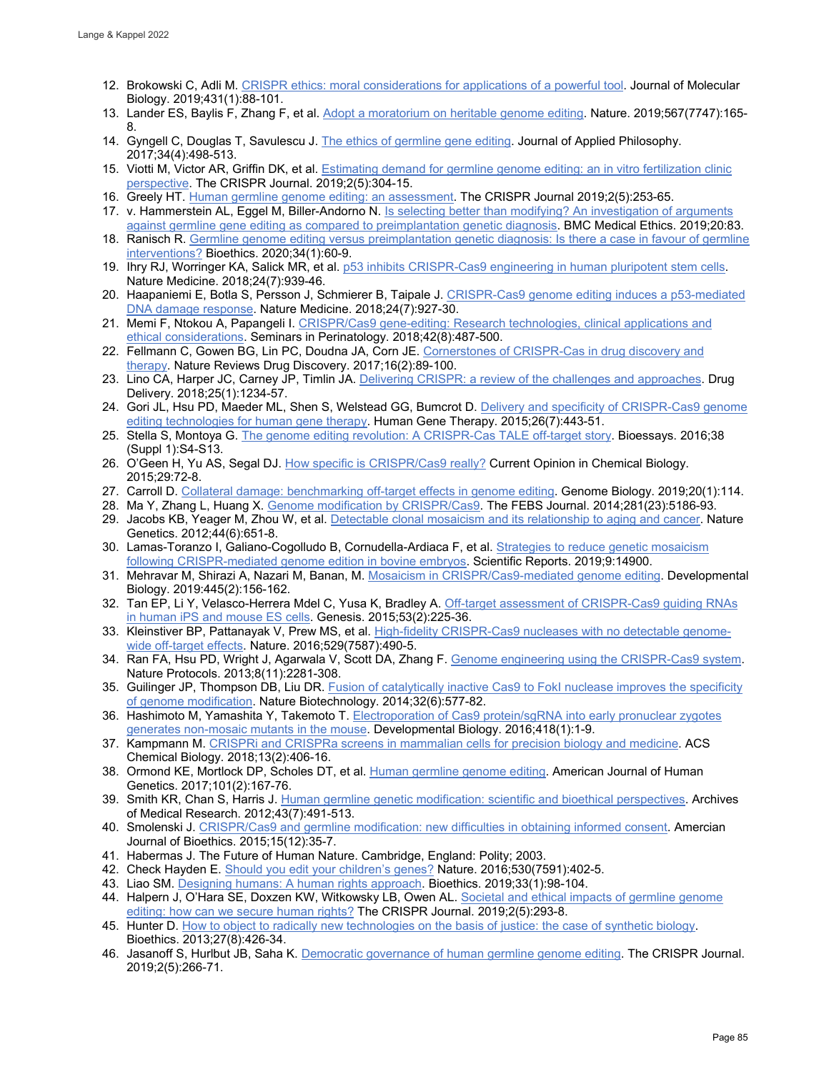12. Brokowski C, Adli M. CRISPR ethics: moral considerations for applications of a powerful tool. Journal of Molecular Biology. 2019;431(1):88-101.
13. Lander ES, Baylis F, Zhang F, et al. Adopt a moratorium on heritable genome editing. Nature. 2019;567(7747):165-8.
14. Gyngell C, Douglas T, Savulescu J. The ethics of germline gene editing. Journal of Applied Philosophy. 2017;34(4):498-513.
15. Viotti M, Victor AR, Griffin DK, et al. Estimating demand for germline genome editing: an in vitro fertilization clinic perspective. The CRISPR Journal. 2019;2(5):304-15.
16. Greely HT. Human germline genome editing: an assessment. The CRISPR Journal 2019;2(5):253-65.
17. v. Hammerstein AL, Eggel M, Biller-Andorno N. Is selecting better than modifying? An investigation of arguments against germline gene editing as compared to preimplantation genetic diagnosis. BMC Medical Ethics. 2019;20:83.
18. Ranisch R. Germline genome editing versus preimplantation genetic diagnosis: Is there a case in favour of germline interventions? Bioethics. 2020;34(1):60-9.
19. Ihry RJ, Worringer KA, Salick MR, et al. p53 inhibits CRISPR-Cas9 engineering in human pluripotent stem cells. Nature Medicine. 2018;24(7):939-46.
20. Haapaniemi E, Botla S, Persson J, Schmierer B, Taipale J. CRISPR-Cas9 genome editing induces a p53-mediated DNA damage response. Nature Medicine. 2018;24(7):927-30.
21. Memi F, Ntokou A, Papangeli I. CRISPR/Cas9 gene-editing: Research technologies, clinical applications and ethical considerations. Seminars in Perinatology. 2018;42(8):487-500.
22. Fellmann C, Gowen BG, Lin PC, Doudna JA, Corn JE. Cornerstones of CRISPR-Cas in drug discovery and therapy. Nature Reviews Drug Discovery. 2017;16(2):89-100.
23. Lino CA, Harper JC, Carney JP, Timlin JA. Delivering CRISPR: a review of the challenges and approaches. Drug Delivery. 2018;25(1):1234-57.
24. Gori JL, Hsu PD, Maeder ML, Shen S, Welstead GG, Bumcrot D. Delivery and specificity of CRISPR-Cas9 genome editing technologies for human gene therapy. Human Gene Therapy. 2015;26(7):443-51.
25. Stella S, Montoya G. The genome editing revolution: A CRISPR-Cas TALE off-target story. Bioessays. 2016;38 (Suppl 1):S4-S13.
26. O'Geen H, Yu AS, Segal DJ. How specific is CRISPR/Cas9 really? Current Opinion in Chemical Biology. 2015;29:72-8.
27. Carroll D. Collateral damage: benchmarking off-target effects in genome editing. Genome Biology. 2019;20(1):114.
28. Ma Y, Zhang L, Huang X. Genome modification by CRISPR/Cas9. The FEBS Journal. 2014;281(23):5186-93.
29. Jacobs KB, Yeager M, Zhou W, et al. Detectable clonal mosaicism and its relationship to aging and cancer. Nature Genetics. 2012;44(6):651-8.
30. Lamas-Toranzo I, Galiano-Cogolludo B, Cornudella-Ardiaca F, et al. Strategies to reduce genetic mosaicism following CRISPR-mediated genome edition in bovine embryos. Scientific Reports. 2019;9:14900.
31. Mehravar M, Shirazi A, Nazari M, Banan, M. Mosaicism in CRISPR/Cas9-mediated genome editing. Developmental Biology. 2019:445(2):156-162.
32. Tan EP, Li Y, Velasco-Herrera Mdel C, Yusa K, Bradley A. Off-target assessment of CRISPR-Cas9 guiding RNAs in human iPS and mouse ES cells. Genesis. 2015;53(2):225-36.
33. Kleinstiver BP, Pattanayak V, Prew MS, et al. High-fidelity CRISPR-Cas9 nucleases with no detectable genome-wide off-target effects. Nature. 2016;529(7587):490-5.
34. Ran FA, Hsu PD, Wright J, Agarwala V, Scott DA, Zhang F. Genome engineering using the CRISPR-Cas9 system. Nature Protocols. 2013;8(11):2281-308.
35. Guilinger JP, Thompson DB, Liu DR. Fusion of catalytically inactive Cas9 to FokI nuclease improves the specificity of genome modification. Nature Biotechnology. 2014;32(6):577-82.
36. Hashimoto M, Yamashita Y, Takemoto T. Electroporation of Cas9 protein/sgRNA into early pronuclear zygotes generates non-mosaic mutants in the mouse. Developmental Biology. 2016;418(1):1-9.
37. Kampmann M. CRISPRi and CRISPRa screens in mammalian cells for precision biology and medicine. ACS Chemical Biology. 2018;13(2):406-16.
38. Ormond KE, Mortlock DP, Scholes DT, et al. Human germline genome editing. American Journal of Human Genetics. 2017;101(2):167-76.
39. Smith KR, Chan S, Harris J. Human germline genetic modification: scientific and bioethical perspectives. Archives of Medical Research. 2012;43(7):491-513.
40. Smolenski J. CRISPR/Cas9 and germline modification: new difficulties in obtaining informed consent. Amercian Journal of Bioethics. 2015;15(12):35-7.
41. Habermas J. The Future of Human Nature. Cambridge, England: Polity; 2003.
42. Check Hayden E. Should you edit your children's genes? Nature. 2016;530(7591):402-5.
43. Liao SM. Designing humans: A human rights approach. Bioethics. 2019;33(1):98-104.
44. Halpern J, O'Hara SE, Doxzen KW, Witkowsky LB, Owen AL. Societal and ethical impacts of germline genome editing: how can we secure human rights? The CRISPR Journal. 2019;2(5):293-8.
45. Hunter D. How to object to radically new technologies on the basis of justice: the case of synthetic biology. Bioethics. 2013;27(8):426-34.
46. Jasanoff S, Hurlbut JB, Saha K. Democratic governance of human germline genome editing. The CRISPR Journal. 2019;2(5):266-71.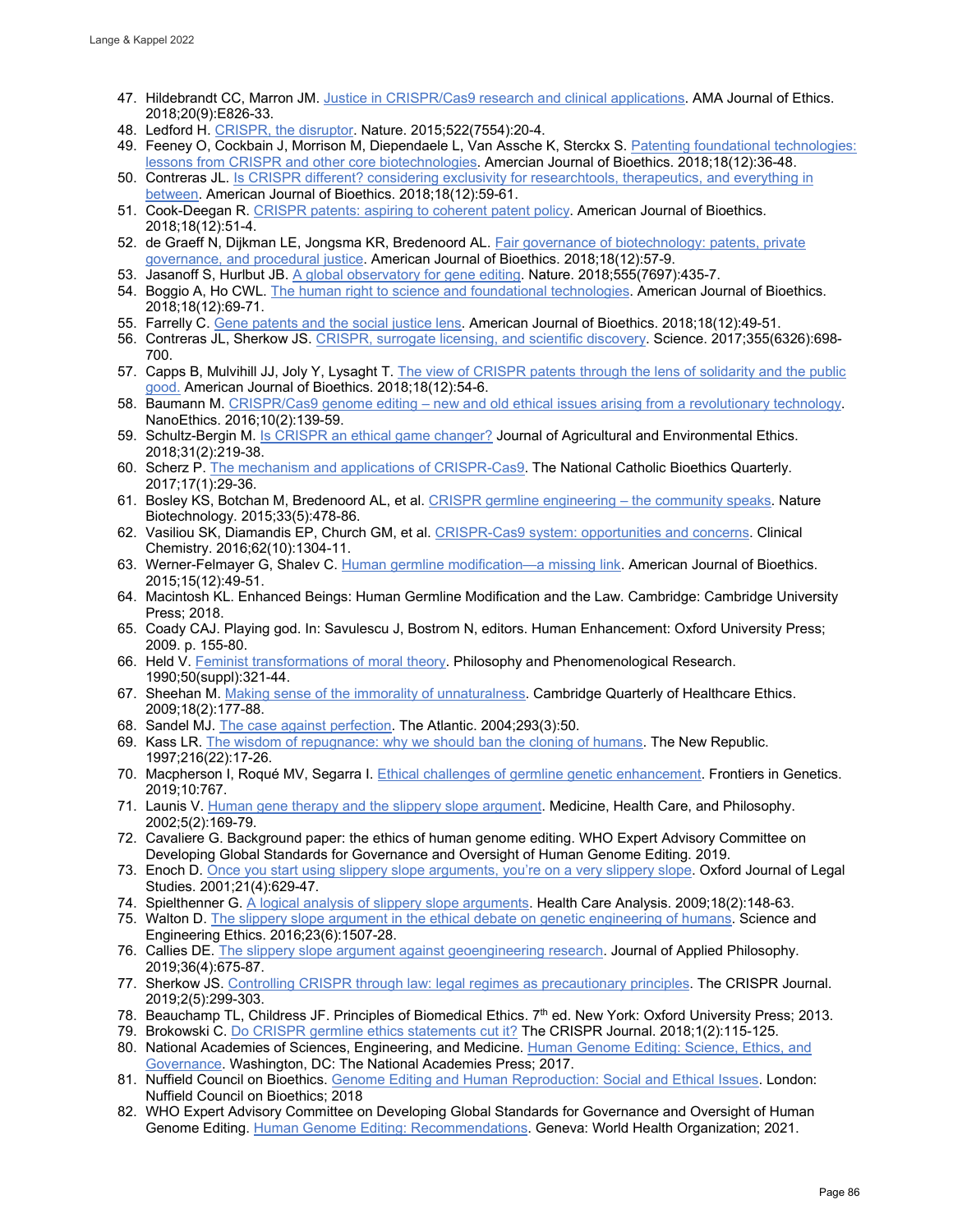47. Hildebrandt CC, Marron JM. Justice in CRISPR/Cas9 research and clinical applications. AMA Journal of Ethics. 2018;20(9):E826-33.
48. Ledford H. CRISPR, the disruptor. Nature. 2015;522(7554):20-4.
49. Feeney O, Cockbain J, Morrison M, Diependaele L, Van Assche K, Sterckx S. Patenting foundational technologies: lessons from CRISPR and other core biotechnologies. Amercian Journal of Bioethics. 2018;18(12):36-48.
50. Contreras JL. Is CRISPR different? considering exclusivity for researchtools, therapeutics, and everything in between. American Journal of Bioethics. 2018;18(12):59-61.
51. Cook-Deegan R. CRISPR patents: aspiring to coherent patent policy. American Journal of Bioethics. 2018;18(12):51-4.
52. de Graeff N, Dijkman LE, Jongsma KR, Bredenoord AL. Fair governance of biotechnology: patents, private governance, and procedural justice. American Journal of Bioethics. 2018;18(12):57-9.
53. Jasanoff S, Hurlbut JB. A global observatory for gene editing. Nature. 2018;555(7697):435-7.
54. Boggio A, Ho CWL. The human right to science and foundational technologies. American Journal of Bioethics. 2018;18(12):69-71.
55. Farrelly C. Gene patents and the social justice lens. American Journal of Bioethics. 2018;18(12):49-51.
56. Contreras JL, Sherkow JS. CRISPR, surrogate licensing, and scientific discovery. Science. 2017;355(6326):698-700.
57. Capps B, Mulvihill JJ, Joly Y, Lysaght T. The view of CRISPR patents through the lens of solidarity and the public good. American Journal of Bioethics. 2018;18(12):54-6.
58. Baumann M. CRISPR/Cas9 genome editing – new and old ethical issues arising from a revolutionary technology. NanoEthics. 2016;10(2):139-59.
59. Schultz-Bergin M. Is CRISPR an ethical game changer? Journal of Agricultural and Environmental Ethics. 2018;31(2):219-38.
60. Scherz P. The mechanism and applications of CRISPR-Cas9. The National Catholic Bioethics Quarterly. 2017;17(1):29-36.
61. Bosley KS, Botchan M, Bredenoord AL, et al. CRISPR germline engineering – the community speaks. Nature Biotechnology. 2015;33(5):478-86.
62. Vasiliou SK, Diamandis EP, Church GM, et al. CRISPR-Cas9 system: opportunities and concerns. Clinical Chemistry. 2016;62(10):1304-11.
63. Werner-Felmayer G, Shalev C. Human germline modification—a missing link. American Journal of Bioethics. 2015;15(12):49-51.
64. Macintosh KL. Enhanced Beings: Human Germline Modification and the Law. Cambridge: Cambridge University Press; 2018.
65. Coady CAJ. Playing god. In: Savulescu J, Bostrom N, editors. Human Enhancement: Oxford University Press; 2009. p. 155-80.
66. Held V. Feminist transformations of moral theory. Philosophy and Phenomenological Research. 1990;50(suppl):321-44.
67. Sheehan M. Making sense of the immorality of unnaturalness. Cambridge Quarterly of Healthcare Ethics. 2009;18(2):177-88.
68. Sandel MJ. The case against perfection. The Atlantic. 2004;293(3):50.
69. Kass LR. The wisdom of repugnance: why we should ban the cloning of humans. The New Republic. 1997;216(22):17-26.
70. Macpherson I, Roqué MV, Segarra I. Ethical challenges of germline genetic enhancement. Frontiers in Genetics. 2019;10:767.
71. Launis V. Human gene therapy and the slippery slope argument. Medicine, Health Care, and Philosophy. 2002;5(2):169-79.
72. Cavaliere G. Background paper: the ethics of human genome editing. WHO Expert Advisory Committee on Developing Global Standards for Governance and Oversight of Human Genome Editing. 2019.
73. Enoch D. Once you start using slippery slope arguments, you're on a very slippery slope. Oxford Journal of Legal Studies. 2001;21(4):629-47.
74. Spielthenner G. A logical analysis of slippery slope arguments. Health Care Analysis. 2009;18(2):148-63.
75. Walton D. The slippery slope argument in the ethical debate on genetic engineering of humans. Science and Engineering Ethics. 2016;23(6):1507-28.
76. Callies DE. The slippery slope argument against geoengineering research. Journal of Applied Philosophy. 2019;36(4):675-87.
77. Sherkow JS. Controlling CRISPR through law: legal regimes as precautionary principles. The CRISPR Journal. 2019;2(5):299-303.
78. Beauchamp TL, Childress JF. Principles of Biomedical Ethics. 7th ed. New York: Oxford University Press; 2013.
79. Brokowski C. Do CRISPR germline ethics statements cut it? The CRISPR Journal. 2018;1(2):115-125.
80. National Academies of Sciences, Engineering, and Medicine. Human Genome Editing: Science, Ethics, and Governance. Washington, DC: The National Academies Press; 2017.
81. Nuffield Council on Bioethics. Genome Editing and Human Reproduction: Social and Ethical Issues. London: Nuffield Council on Bioethics; 2018
82. WHO Expert Advisory Committee on Developing Global Standards for Governance and Oversight of Human Genome Editing. Human Genome Editing: Recommendations. Geneva: World Health Organization; 2021.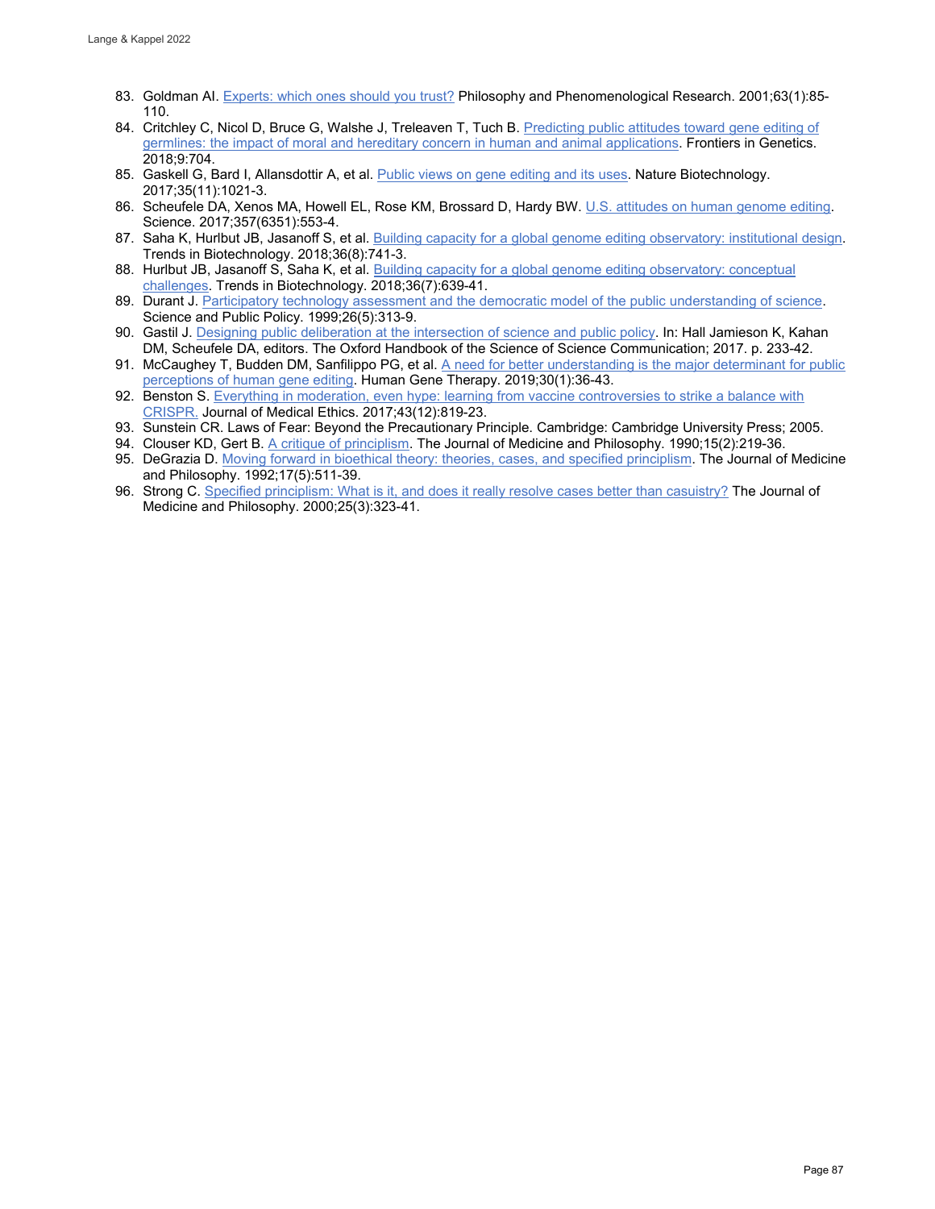83. Goldman AI. Experts: which ones should you trust? Philosophy and Phenomenological Research. 2001;63(1):85-110.
84. Critchley C, Nicol D, Bruce G, Walshe J, Treleaven T, Tuch B. Predicting public attitudes toward gene editing of germlines: the impact of moral and hereditary concern in human and animal applications. Frontiers in Genetics. 2018;9:704.
85. Gaskell G, Bard I, Allansdottir A, et al. Public views on gene editing and its uses. Nature Biotechnology. 2017;35(11):1021-3.
86. Scheufele DA, Xenos MA, Howell EL, Rose KM, Brossard D, Hardy BW. U.S. attitudes on human genome editing. Science. 2017;357(6351):553-4.
87. Saha K, Hurlbut JB, Jasanoff S, et al. Building capacity for a global genome editing observatory: institutional design. Trends in Biotechnology. 2018;36(8):741-3.
88. Hurlbut JB, Jasanoff S, Saha K, et al. Building capacity for a global genome editing observatory: conceptual challenges. Trends in Biotechnology. 2018;36(7):639-41.
89. Durant J. Participatory technology assessment and the democratic model of the public understanding of science. Science and Public Policy. 1999;26(5):313-9.
90. Gastil J. Designing public deliberation at the intersection of science and public policy. In: Hall Jamieson K, Kahan DM, Scheufele DA, editors. The Oxford Handbook of the Science of Science Communication; 2017. p. 233-42.
91. McCaughey T, Budden DM, Sanfilippo PG, et al. A need for better understanding is the major determinant for public perceptions of human gene editing. Human Gene Therapy. 2019;30(1):36-43.
92. Benston S. Everything in moderation, even hype: learning from vaccine controversies to strike a balance with CRISPR. Journal of Medical Ethics. 2017;43(12):819-23.
93. Sunstein CR. Laws of Fear: Beyond the Precautionary Principle. Cambridge: Cambridge University Press; 2005.
94. Clouser KD, Gert B. A critique of principlism. The Journal of Medicine and Philosophy. 1990;15(2):219-36.
95. DeGrazia D. Moving forward in bioethical theory: theories, cases, and specified principlism. The Journal of Medicine and Philosophy. 1992;17(5):511-39.
96. Strong C. Specified principlism: What is it, and does it really resolve cases better than casuistry? The Journal of Medicine and Philosophy. 2000;25(3):323-41.